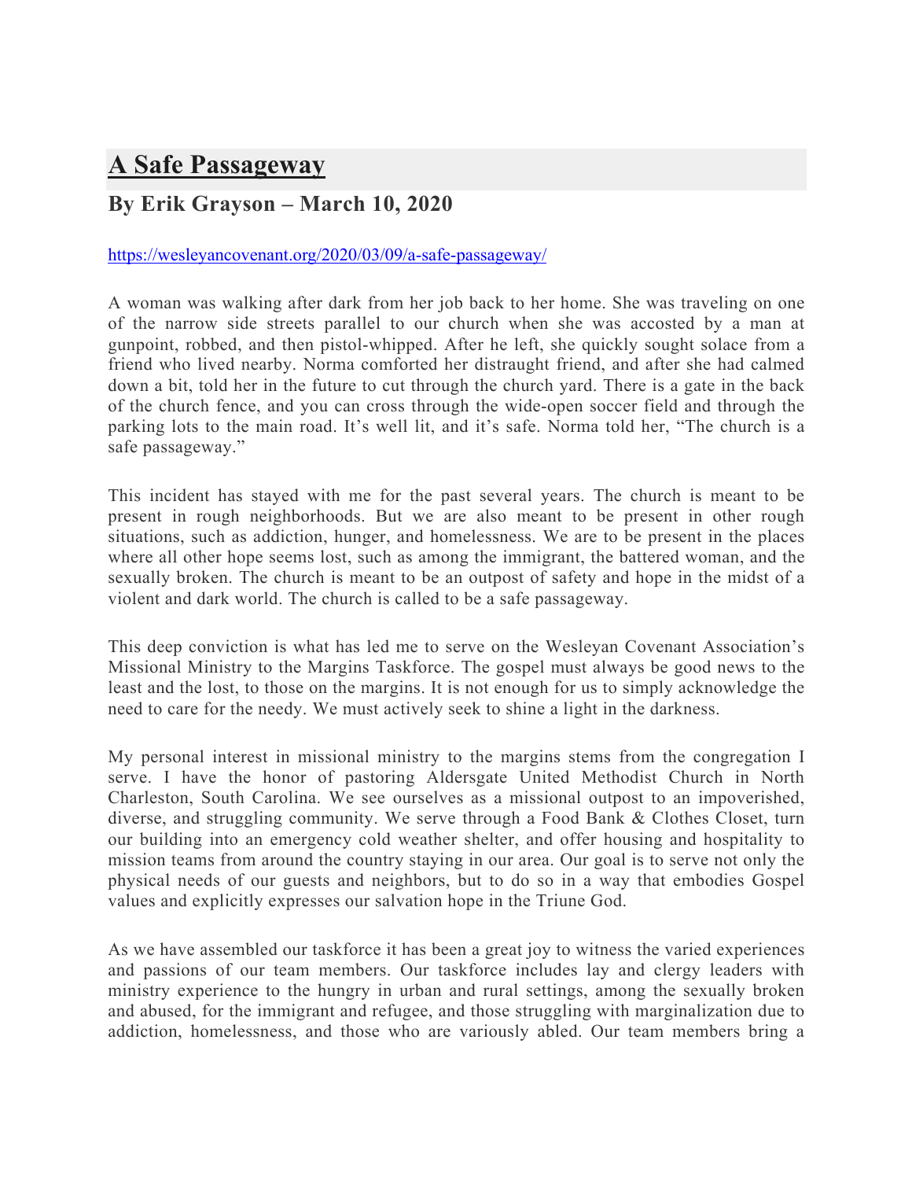# A Safe Passageway

## By Erik Grayson – March 10, 2020

https://wesleyancovenant.org/2020/03/09/a-safe-passageway/

A woman was walking after dark from her job back to her home. She was traveling on one of the narrow side streets parallel to our church when she was accosted by a man at gunpoint, robbed, and then pistol-whipped. After he left, she quickly sought solace from a friend who lived nearby. Norma comforted her distraught friend, and after she had calmed down a bit, told her in the future to cut through the church yard. There is a gate in the back of the church fence, and you can cross through the wide-open soccer field and through the parking lots to the main road. It's well lit, and it's safe. Norma told her, "The church is a safe passageway."

This incident has stayed with me for the past several years. The church is meant to be present in rough neighborhoods. But we are also meant to be present in other rough situations, such as addiction, hunger, and homelessness. We are to be present in the places where all other hope seems lost, such as among the immigrant, the battered woman, and the sexually broken. The church is meant to be an outpost of safety and hope in the midst of a violent and dark world. The church is called to be a safe passageway.

This deep conviction is what has led me to serve on the Wesleyan Covenant Association's Missional Ministry to the Margins Taskforce. The gospel must always be good news to the least and the lost, to those on the margins. It is not enough for us to simply acknowledge the need to care for the needy. We must actively seek to shine a light in the darkness.

My personal interest in missional ministry to the margins stems from the congregation I serve. I have the honor of pastoring Aldersgate United Methodist Church in North Charleston, South Carolina. We see ourselves as a missional outpost to an impoverished, diverse, and struggling community. We serve through a Food Bank & Clothes Closet, turn our building into an emergency cold weather shelter, and offer housing and hospitality to mission teams from around the country staying in our area. Our goal is to serve not only the physical needs of our guests and neighbors, but to do so in a way that embodies Gospel values and explicitly expresses our salvation hope in the Triune God.

As we have assembled our taskforce it has been a great joy to witness the varied experiences and passions of our team members. Our taskforce includes lay and clergy leaders with ministry experience to the hungry in urban and rural settings, among the sexually broken and abused, for the immigrant and refugee, and those struggling with marginalization due to addiction, homelessness, and those who are variously abled. Our team members bring a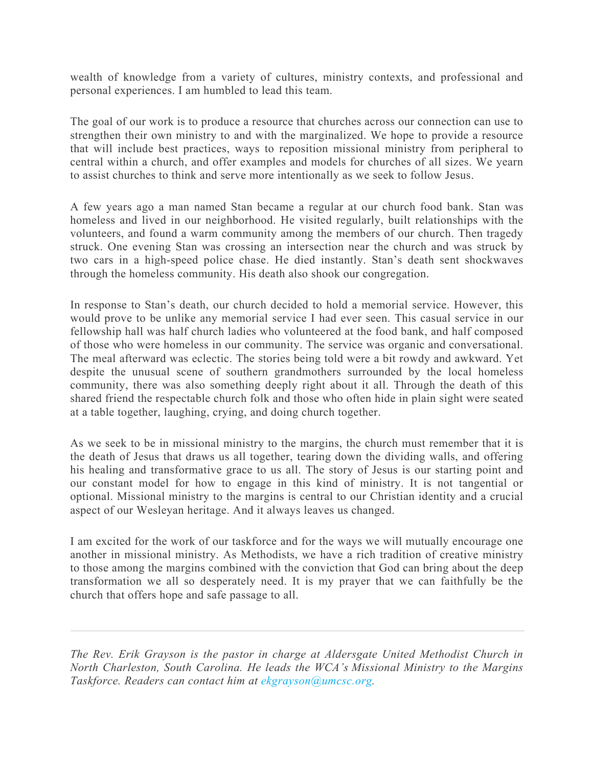wealth of knowledge from a variety of cultures, ministry contexts, and professional and personal experiences. I am humbled to lead this team.

The goal of our work is to produce a resource that churches across our connection can use to strengthen their own ministry to and with the marginalized. We hope to provide a resource that will include best practices, ways to reposition missional ministry from peripheral to central within a church, and offer examples and models for churches of all sizes. We yearn to assist churches to think and serve more intentionally as we seek to follow Jesus.

A few years ago a man named Stan became a regular at our church food bank. Stan was homeless and lived in our neighborhood. He visited regularly, built relationships with the volunteers, and found a warm community among the members of our church. Then tragedy struck. One evening Stan was crossing an intersection near the church and was struck by two cars in a high-speed police chase. He died instantly. Stan's death sent shockwaves through the homeless community. His death also shook our congregation.

In response to Stan's death, our church decided to hold a memorial service. However, this would prove to be unlike any memorial service I had ever seen. This casual service in our fellowship hall was half church ladies who volunteered at the food bank, and half composed of those who were homeless in our community. The service was organic and conversational. The meal afterward was eclectic. The stories being told were a bit rowdy and awkward. Yet despite the unusual scene of southern grandmothers surrounded by the local homeless community, there was also something deeply right about it all. Through the death of this shared friend the respectable church folk and those who often hide in plain sight were seated at a table together, laughing, crying, and doing church together.

As we seek to be in missional ministry to the margins, the church must remember that it is the death of Jesus that draws us all together, tearing down the dividing walls, and offering his healing and transformative grace to us all. The story of Jesus is our starting point and our constant model for how to engage in this kind of ministry. It is not tangential or optional. Missional ministry to the margins is central to our Christian identity and a crucial aspect of our Wesleyan heritage. And it always leaves us changed.

I am excited for the work of our taskforce and for the ways we will mutually encourage one another in missional ministry. As Methodists, we have a rich tradition of creative ministry to those among the margins combined with the conviction that God can bring about the deep transformation we all so desperately need. It is my prayer that we can faithfully be the church that offers hope and safe passage to all.

---

*The Rev. Erik Grayson is the pastor in charge at Aldersgate United Methodist Church in North Charleston, South Carolina. He leads the WCA's Missional Ministry to the Margins Taskforce. Readers can contact him at ekgrayson@umcsc.org.*